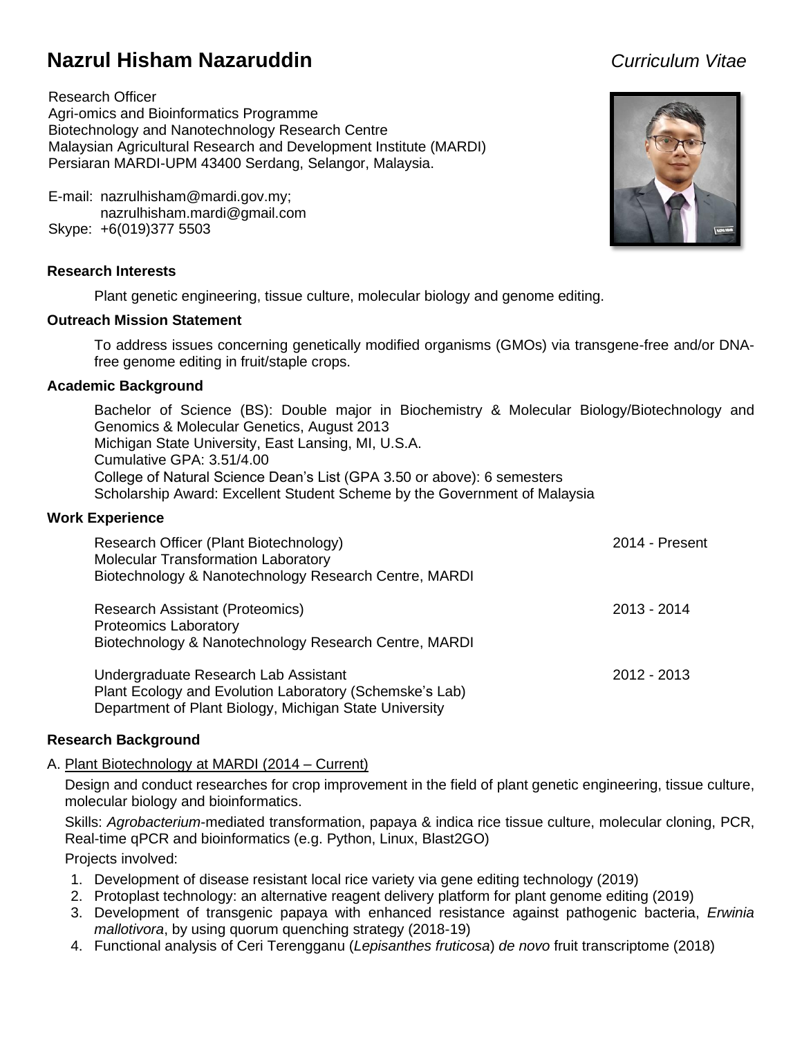# Nazrul Hisham Nazaruddin

*Curriculum Vitae*

Research Officer
Agri-omics and Bioinformatics Programme
Biotechnology and Nanotechnology Research Centre
Malaysian Agricultural Research and Development Institute (MARDI)
Persiaran MARDI-UPM 43400 Serdang, Selangor, Malaysia.

E-mail: nazrulhisham@mardi.gov.my;
nazrulhisham.mardi@gmail.com
Skype: +6(019)377 5503

### Research Interests

Plant genetic engineering, tissue culture, molecular biology and genome editing.

### Outreach Mission Statement

To address issues concerning genetically modified organisms (GMOs) via transgene-free and/or DNA-free genome editing in fruit/staple crops.

### Academic Background

Bachelor of Science (BS): Double major in Biochemistry & Molecular Biology/Biotechnology and Genomics & Molecular Genetics, August 2013
Michigan State University, East Lansing, MI, U.S.A.
Cumulative GPA: 3.51/4.00
College of Natural Science Dean's List (GPA 3.50 or above): 6 semesters
Scholarship Award: Excellent Student Scheme by the Government of Malaysia

### Work Experience

Research Officer (Plant Biotechnology) — 2014 - Present
Molecular Transformation Laboratory
Biotechnology & Nanotechnology Research Centre, MARDI

Research Assistant (Proteomics) — 2013 - 2014
Proteomics Laboratory
Biotechnology & Nanotechnology Research Centre, MARDI

Undergraduate Research Lab Assistant — 2012 - 2013
Plant Ecology and Evolution Laboratory (Schemske's Lab)
Department of Plant Biology, Michigan State University

### Research Background

A. Plant Biotechnology at MARDI (2014 – Current)

Design and conduct researches for crop improvement in the field of plant genetic engineering, tissue culture, molecular biology and bioinformatics.

Skills: *Agrobacterium*-mediated transformation, papaya & indica rice tissue culture, molecular cloning, PCR, Real-time qPCR and bioinformatics (e.g. Python, Linux, Blast2GO)

Projects involved:

1. Development of disease resistant local rice variety via gene editing technology (2019)
2. Protoplast technology: an alternative reagent delivery platform for plant genome editing (2019)
3. Development of transgenic papaya with enhanced resistance against pathogenic bacteria, *Erwinia mallotivora*, by using quorum quenching strategy (2018-19)
4. Functional analysis of Ceri Terengganu (*Lepisanthes fruticosa*) *de novo* fruit transcriptome (2018)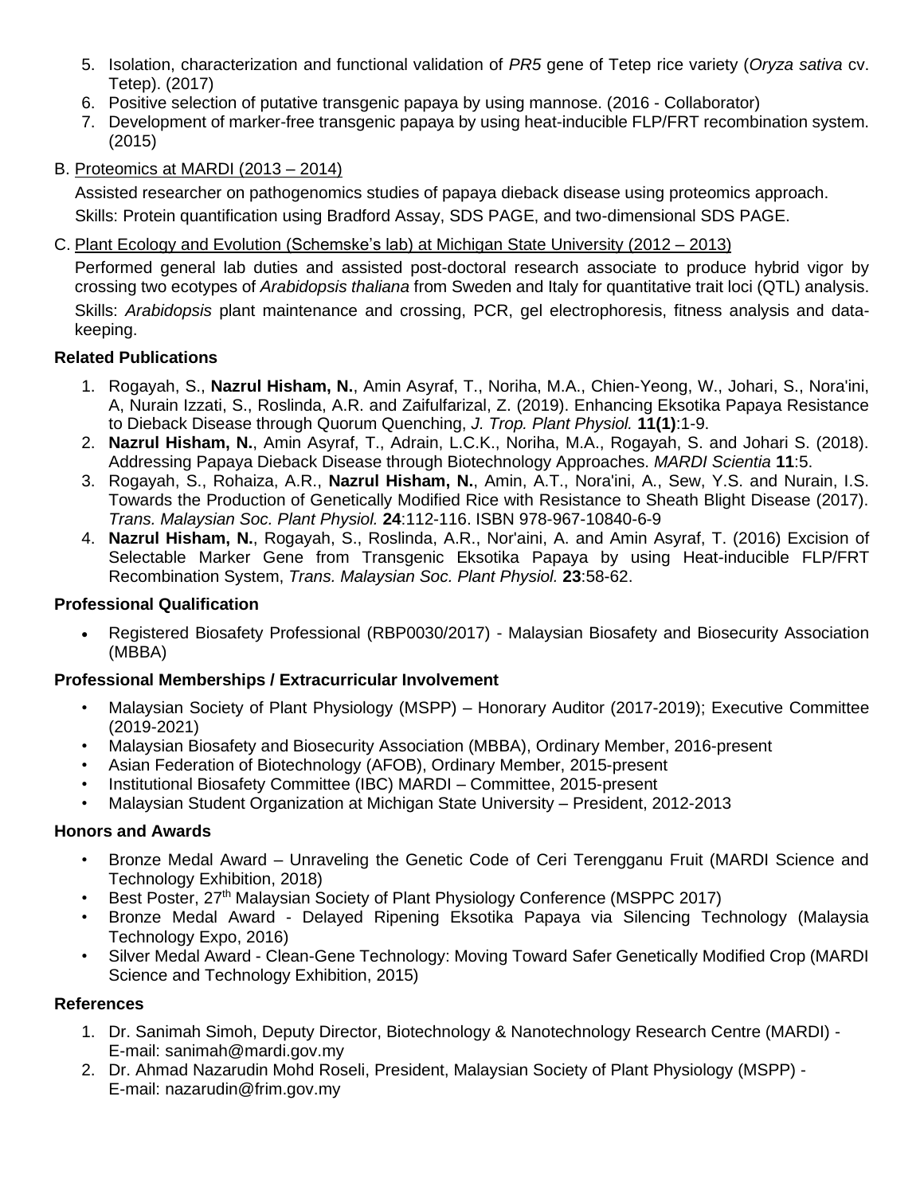5. Isolation, characterization and functional validation of *PR5* gene of Tetep rice variety (*Oryza sativa* cv. Tetep). (2017)
6. Positive selection of putative transgenic papaya by using mannose. (2016 - Collaborator)
7. Development of marker-free transgenic papaya by using heat-inducible FLP/FRT recombination system. (2015)

B. Proteomics at MARDI (2013 – 2014)

Assisted researcher on pathogenomics studies of papaya dieback disease using proteomics approach.

Skills: Protein quantification using Bradford Assay, SDS PAGE, and two-dimensional SDS PAGE.

C. Plant Ecology and Evolution (Schemske's lab) at Michigan State University (2012 – 2013)

Performed general lab duties and assisted post-doctoral research associate to produce hybrid vigor by crossing two ecotypes of *Arabidopsis thaliana* from Sweden and Italy for quantitative trait loci (QTL) analysis.

Skills: *Arabidopsis* plant maintenance and crossing, PCR, gel electrophoresis, fitness analysis and data-keeping.

### Related Publications

1. Rogayah, S., **Nazrul Hisham, N.**, Amin Asyraf, T., Noriha, M.A., Chien-Yeong, W., Johari, S., Nora'ini, A, Nurain Izzati, S., Roslinda, A.R. and Zaifulfarizal, Z. (2019). Enhancing Eksotika Papaya Resistance to Dieback Disease through Quorum Quenching, *J. Trop. Plant Physiol.* **11(1)**:1-9.
2. **Nazrul Hisham, N.**, Amin Asyraf, T., Adrain, L.C.K., Noriha, M.A., Rogayah, S. and Johari S. (2018). Addressing Papaya Dieback Disease through Biotechnology Approaches. *MARDI Scientia* **11**:5.
3. Rogayah, S., Rohaiza, A.R., **Nazrul Hisham, N.**, Amin, A.T., Nora'ini, A., Sew, Y.S. and Nurain, I.S. Towards the Production of Genetically Modified Rice with Resistance to Sheath Blight Disease (2017). *Trans. Malaysian Soc. Plant Physiol.* **24**:112-116. ISBN 978-967-10840-6-9
4. **Nazrul Hisham, N.**, Rogayah, S., Roslinda, A.R., Nor'aini, A. and Amin Asyraf, T. (2016) Excision of Selectable Marker Gene from Transgenic Eksotika Papaya by using Heat-inducible FLP/FRT Recombination System, *Trans. Malaysian Soc. Plant Physiol.* **23**:58-62.

### Professional Qualification

- Registered Biosafety Professional (RBP0030/2017) - Malaysian Biosafety and Biosecurity Association (MBBA)

### Professional Memberships / Extracurricular Involvement

- Malaysian Society of Plant Physiology (MSPP) – Honorary Auditor (2017-2019); Executive Committee (2019-2021)
- Malaysian Biosafety and Biosecurity Association (MBBA), Ordinary Member, 2016-present
- Asian Federation of Biotechnology (AFOB), Ordinary Member, 2015-present
- Institutional Biosafety Committee (IBC) MARDI – Committee, 2015-present
- Malaysian Student Organization at Michigan State University – President, 2012-2013

### Honors and Awards

- Bronze Medal Award – Unraveling the Genetic Code of Ceri Terengganu Fruit (MARDI Science and Technology Exhibition, 2018)
- Best Poster, 27$^{th}$ Malaysian Society of Plant Physiology Conference (MSPPC 2017)
- Bronze Medal Award - Delayed Ripening Eksotika Papaya via Silencing Technology (Malaysia Technology Expo, 2016)
- Silver Medal Award - Clean-Gene Technology: Moving Toward Safer Genetically Modified Crop (MARDI Science and Technology Exhibition, 2015)

### References

1. Dr. Sanimah Simoh, Deputy Director, Biotechnology & Nanotechnology Research Centre (MARDI) - E-mail: sanimah@mardi.gov.my
2. Dr. Ahmad Nazarudin Mohd Roseli, President, Malaysian Society of Plant Physiology (MSPP) - E-mail: nazarudin@frim.gov.my